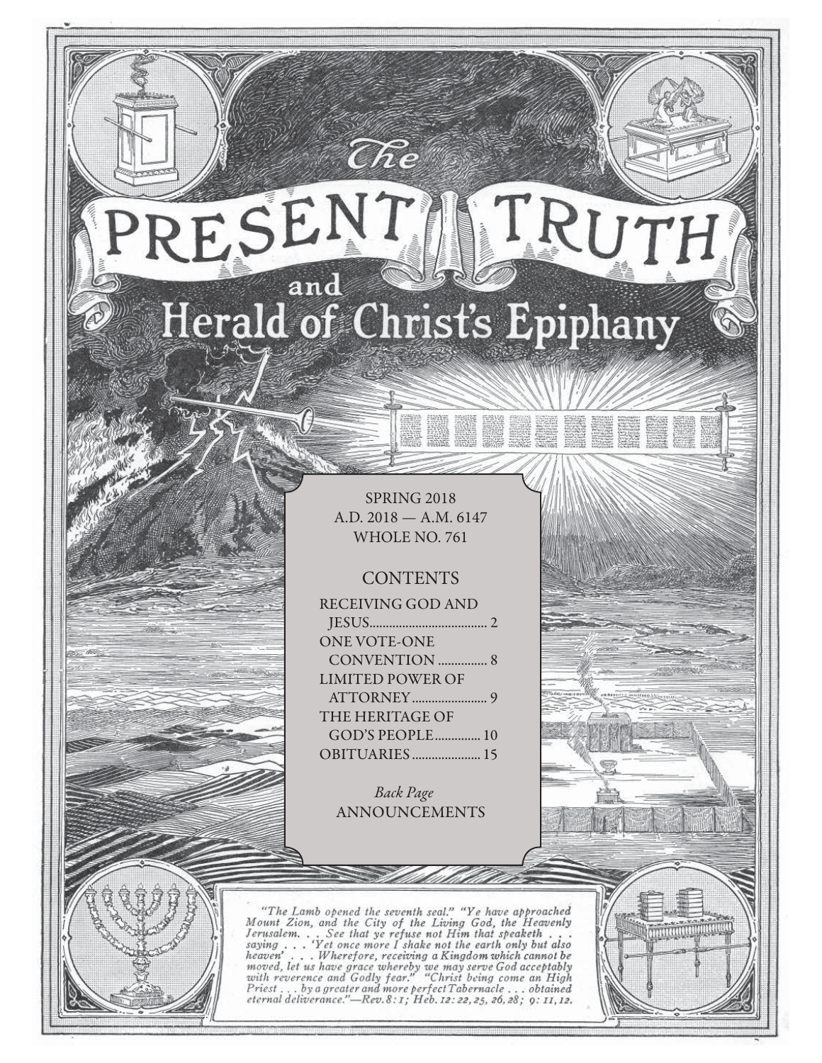# The PRESENT TRUTH and Herald of Christ's Epiphany

SPRING 2018
A.D. 2018 — A.M. 6147
WHOLE NO. 761

## CONTENTS

RECEIVING GOD AND JESUS.................................... 2
ONE VOTE-ONE CONVENTION ............... 8
LIMITED POWER OF ATTORNEY....................... 9
THE HERITAGE OF GOD'S PEOPLE.............. 10
OBITUARIES..................... 15

*Back Page*
ANNOUNCEMENTS

*"The Lamb opened the seventh seal." "Ye have approached Mount Zion, and the City of the Living God, the Heavenly Jerusalem. . . See that ye refuse not Him that speaketh . . . saying . . . 'Yet once more I shake not the earth only but also heaven' . . . Wherefore, receiving a Kingdom which cannot be moved, let us have grace whereby we may serve God acceptably with reverence and Godly fear." "Christ being come an High Priest . . . by a greater and more perfect Tabernacle . . . obtained eternal deliverance."—Rev. 8: 1; Heb. 12: 22, 25, 26, 28; 9: 11, 12.*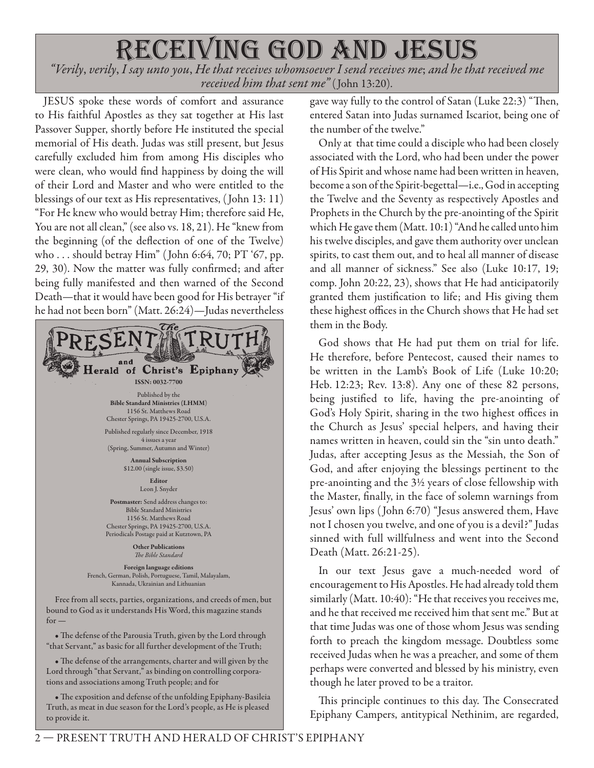# RECEIVING GOD AND JESUS

*"Verily, verily, I say unto you, He that receives whomsoever I send receives me; and he that received me received him that sent me"* (John 13:20).

JESUS spoke these words of comfort and assurance to His faithful Apostles as they sat together at His last Passover Supper, shortly before He instituted the special memorial of His death. Judas was still present, but Jesus carefully excluded him from among His disciples who were clean, who would find happiness by doing the will of their Lord and Master and who were entitled to the blessings of our text as His representatives, (John 13: 11) "For He knew who would betray Him; therefore said He, You are not all clean," (see also vs. 18, 21). He "knew from the beginning (of the deflection of one of the Twelve) who . . . should betray Him" (John 6:64, 70; PT '67, pp. 29, 30). Now the matter was fully confirmed; and after being fully manifested and then warned of the Second Death—that it would have been good for His betrayer "if he had not been born" (Matt. 26:24)—Judas nevertheless gave way fully to the control of Satan (Luke 22:3) "Then, entered Satan into Judas surnamed Iscariot, being one of the number of the twelve."

Only at that time could a disciple who had been closely associated with the Lord, who had been under the power of His Spirit and whose name had been written in heaven, become a son of the Spirit-begettal—i.e., God in accepting the Twelve and the Seventy as respectively Apostles and Prophets in the Church by the pre-anointing of the Spirit which He gave them (Matt. 10:1) "And he called unto him his twelve disciples, and gave them authority over unclean spirits, to cast them out, and to heal all manner of disease and all manner of sickness." See also (Luke 10:17, 19; comp. John 20:22, 23), shows that He had anticipatorily granted them justification to life; and His giving them these highest offices in the Church shows that He had set them in the Body.

God shows that He had put them on trial for life. He therefore, before Pentecost, caused their names to be written in the Lamb's Book of Life (Luke 10:20; Heb. 12:23; Rev. 13:8). Any one of these 82 persons, being justified to life, having the pre-anointing of God's Holy Spirit, sharing in the two highest offices in the Church as Jesus' special helpers, and having their names written in heaven, could sin the "sin unto death." Judas, after accepting Jesus as the Messiah, the Son of God, and after enjoying the blessings pertinent to the pre-anointing and the 3½ years of close fellowship with the Master, finally, in the face of solemn warnings from Jesus' own lips (John 6:70) "Jesus answered them, Have not I chosen you twelve, and one of you is a devil?" Judas sinned with full willfulness and went into the Second Death (Matt. 26:21-25).

In our text Jesus gave a much-needed word of encouragement to His Apostles. He had already told them similarly (Matt. 10:40): "He that receives you receives me, and he that received me received him that sent me." But at that time Judas was one of those whom Jesus was sending forth to preach the kingdom message. Doubtless some received Judas when he was a preacher, and some of them perhaps were converted and blessed by his ministry, even though he later proved to be a traitor.

This principle continues to this day. The Consecrated Epiphany Campers, antitypical Nethinim, are regarded,

---

**The PRESENT TRUTH and Herald of Christ's Epiphany**

ISSN: 0032-7700

Published by the
**Bible Standard Ministries (LHMM)**
1156 St. Matthews Road
Chester Springs, PA 19425-2700, U.S.A.

Published regularly since December, 1918
4 issues a year
(Spring, Summer, Autumn and Winter)

**Annual Subscription**
$12.00 (single issue, $3.50)

**Editor**
Leon J. Snyder

**Postmaster:** Send address changes to:
Bible Standard Ministries
1156 St. Matthews Road
Chester Springs, PA 19425-2700, U.S.A.
Periodicals Postage paid at Kutztown, PA

**Other Publications**
*The Bible Standard*

**Foreign language editions**
French, German, Polish, Portuguese, Tamil, Malayalam, Kannada, Ukrainian and Lithuanian

Free from all sects, parties, organizations, and creeds of men, but bound to God as it understands His Word, this magazine stands for —

- The defense of the Parousia Truth, given by the Lord through "that Servant," as basic for all further development of the Truth;
- The defense of the arrangements, charter and will given by the Lord through "that Servant," as binding on controlling corporations and associations among Truth people; and for
- The exposition and defense of the unfolding Epiphany-Basileia Truth, as meat in due season for the Lord's people, as He is pleased to provide it.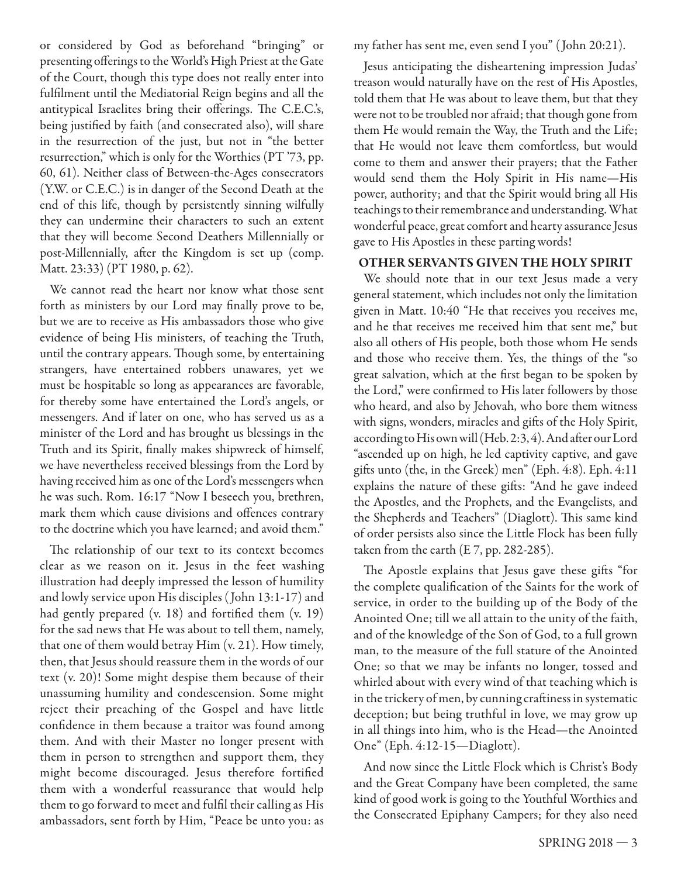or considered by God as beforehand "bringing" or presenting offerings to the World's High Priest at the Gate of the Court, though this type does not really enter into fulfilment until the Mediatorial Reign begins and all the antitypical Israelites bring their offerings. The C.E.C.'s, being justified by faith (and consecrated also), will share in the resurrection of the just, but not in "the better resurrection," which is only for the Worthies (PT '73, pp. 60, 61). Neither class of Between-the-Ages consecrators (Y.W. or C.E.C.) is in danger of the Second Death at the end of this life, though by persistently sinning wilfully they can undermine their characters to such an extent that they will become Second Deathers Millennially or post-Millennially, after the Kingdom is set up (comp. Matt. 23:33) (PT 1980, p. 62).

We cannot read the heart nor know what those sent forth as ministers by our Lord may finally prove to be, but we are to receive as His ambassadors those who give evidence of being His ministers, of teaching the Truth, until the contrary appears. Though some, by entertaining strangers, have entertained robbers unawares, yet we must be hospitable so long as appearances are favorable, for thereby some have entertained the Lord's angels, or messengers. And if later on one, who has served us as a minister of the Lord and has brought us blessings in the Truth and its Spirit, finally makes shipwreck of himself, we have nevertheless received blessings from the Lord by having received him as one of the Lord's messengers when he was such. Rom. 16:17 "Now I beseech you, brethren, mark them which cause divisions and offences contrary to the doctrine which you have learned; and avoid them."

The relationship of our text to its context becomes clear as we reason on it. Jesus in the feet washing illustration had deeply impressed the lesson of humility and lowly service upon His disciples (John 13:1-17) and had gently prepared (v. 18) and fortified them (v. 19) for the sad news that He was about to tell them, namely, that one of them would betray Him (v. 21). How timely, then, that Jesus should reassure them in the words of our text (v. 20)! Some might despise them because of their unassuming humility and condescension. Some might reject their preaching of the Gospel and have little confidence in them because a traitor was found among them. And with their Master no longer present with them in person to strengthen and support them, they might become discouraged. Jesus therefore fortified them with a wonderful reassurance that would help them to go forward to meet and fulfil their calling as His ambassadors, sent forth by Him, "Peace be unto you: as my father has sent me, even send I you" (John 20:21).

Jesus anticipating the disheartening impression Judas' treason would naturally have on the rest of His Apostles, told them that He was about to leave them, but that they were not to be troubled nor afraid; that though gone from them He would remain the Way, the Truth and the Life; that He would not leave them comfortless, but would come to them and answer their prayers; that the Father would send them the Holy Spirit in His name—His power, authority; and that the Spirit would bring all His teachings to their remembrance and understanding. What wonderful peace, great comfort and hearty assurance Jesus gave to His Apostles in these parting words!

## OTHER SERVANTS GIVEN THE HOLY SPIRIT

We should note that in our text Jesus made a very general statement, which includes not only the limitation given in Matt. 10:40 "He that receives you receives me, and he that receives me received him that sent me," but also all others of His people, both those whom He sends and those who receive them. Yes, the things of the "so great salvation, which at the first began to be spoken by the Lord," were confirmed to His later followers by those who heard, and also by Jehovah, who bore them witness with signs, wonders, miracles and gifts of the Holy Spirit, according to His own will (Heb. 2:3, 4). And after our Lord "ascended up on high, he led captivity captive, and gave gifts unto (the, in the Greek) men" (Eph. 4:8). Eph. 4:11 explains the nature of these gifts: "And he gave indeed the Apostles, and the Prophets, and the Evangelists, and the Shepherds and Teachers" (Diaglott). This same kind of order persists also since the Little Flock has been fully taken from the earth (E 7, pp. 282-285).

The Apostle explains that Jesus gave these gifts "for the complete qualification of the Saints for the work of service, in order to the building up of the Body of the Anointed One; till we all attain to the unity of the faith, and of the knowledge of the Son of God, to a full grown man, to the measure of the full stature of the Anointed One; so that we may be infants no longer, tossed and whirled about with every wind of that teaching which is in the trickery of men, by cunning craftiness in systematic deception; but being truthful in love, we may grow up in all things into him, who is the Head—the Anointed One" (Eph. 4:12-15—Diaglott).

And now since the Little Flock which is Christ's Body and the Great Company have been completed, the same kind of good work is going to the Youthful Worthies and the Consecrated Epiphany Campers; for they also need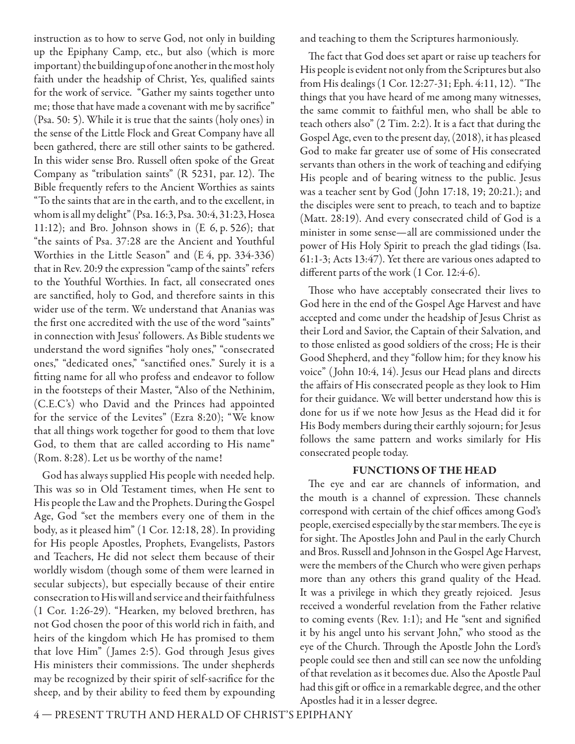instruction as to how to serve God, not only in building up the Epiphany Camp, etc., but also (which is more important) the building up of one another in the most holy faith under the headship of Christ, Yes, qualified saints for the work of service. "Gather my saints together unto me; those that have made a covenant with me by sacrifice" (Psa. 50: 5). While it is true that the saints (holy ones) in the sense of the Little Flock and Great Company have all been gathered, there are still other saints to be gathered. In this wider sense Bro. Russell often spoke of the Great Company as "tribulation saints" (R 5231, par. 12). The Bible frequently refers to the Ancient Worthies as saints "To the saints that are in the earth, and to the excellent, in whom is all my delight" (Psa. 16:3, Psa. 30:4, 31:23, Hosea 11:12); and Bro. Johnson shows in (E 6, p. 526); that "the saints of Psa. 37:28 are the Ancient and Youthful Worthies in the Little Season" and (E 4, pp. 334-336) that in Rev. 20:9 the expression "camp of the saints" refers to the Youthful Worthies. In fact, all consecrated ones are sanctified, holy to God, and therefore saints in this wider use of the term. We understand that Ananias was the first one accredited with the use of the word "saints" in connection with Jesus' followers. As Bible students we understand the word signifies "holy ones," "consecrated ones," "dedicated ones," "sanctified ones." Surely it is a fitting name for all who profess and endeavor to follow in the footsteps of their Master, "Also of the Nethinim, (C.E.C's) who David and the Princes had appointed for the service of the Levites" (Ezra 8:20); "We know that all things work together for good to them that love God, to them that are called according to His name" (Rom. 8:28). Let us be worthy of the name!

God has always supplied His people with needed help. This was so in Old Testament times, when He sent to His people the Law and the Prophets. During the Gospel Age, God "set the members every one of them in the body, as it pleased him" (1 Cor. 12:18, 28). In providing for His people Apostles, Prophets, Evangelists, Pastors and Teachers, He did not select them because of their worldly wisdom (though some of them were learned in secular subjects), but especially because of their entire consecration to His will and service and their faithfulness (1 Cor. 1:26-29). "Hearken, my beloved brethren, has not God chosen the poor of this world rich in faith, and heirs of the kingdom which He has promised to them that love Him" (James 2:5). God through Jesus gives His ministers their commissions. The under shepherds may be recognized by their spirit of self-sacrifice for the sheep, and by their ability to feed them by expounding and teaching to them the Scriptures harmoniously.

The fact that God does set apart or raise up teachers for His people is evident not only from the Scriptures but also from His dealings (1 Cor. 12:27-31; Eph. 4:11, 12). "The things that you have heard of me among many witnesses, the same commit to faithful men, who shall be able to teach others also" (2 Tim. 2:2). It is a fact that during the Gospel Age, even to the present day, (2018), it has pleased God to make far greater use of some of His consecrated servants than others in the work of teaching and edifying His people and of bearing witness to the public. Jesus was a teacher sent by God (John 17:18, 19; 20:21.); and the disciples were sent to preach, to teach and to baptize (Matt. 28:19). And every consecrated child of God is a minister in some sense—all are commissioned under the power of His Holy Spirit to preach the glad tidings (Isa. 61:1-3; Acts 13:47). Yet there are various ones adapted to different parts of the work (1 Cor. 12:4-6).

Those who have acceptably consecrated their lives to God here in the end of the Gospel Age Harvest and have accepted and come under the headship of Jesus Christ as their Lord and Savior, the Captain of their Salvation, and to those enlisted as good soldiers of the cross; He is their Good Shepherd, and they "follow him; for they know his voice" (John 10:4, 14). Jesus our Head plans and directs the affairs of His consecrated people as they look to Him for their guidance. We will better understand how this is done for us if we note how Jesus as the Head did it for His Body members during their earthly sojourn; for Jesus follows the same pattern and works similarly for His consecrated people today.

## FUNCTIONS OF THE HEAD

The eye and ear are channels of information, and the mouth is a channel of expression. These channels correspond with certain of the chief offices among God's people, exercised especially by the star members. The eye is for sight. The Apostles John and Paul in the early Church and Bros. Russell and Johnson in the Gospel Age Harvest, were the members of the Church who were given perhaps more than any others this grand quality of the Head. It was a privilege in which they greatly rejoiced. Jesus received a wonderful revelation from the Father relative to coming events (Rev. 1:1); and He "sent and signified it by his angel unto his servant John," who stood as the eye of the Church. Through the Apostle John the Lord's people could see then and still can see now the unfolding of that revelation as it becomes due. Also the Apostle Paul had this gift or office in a remarkable degree, and the other Apostles had it in a lesser degree.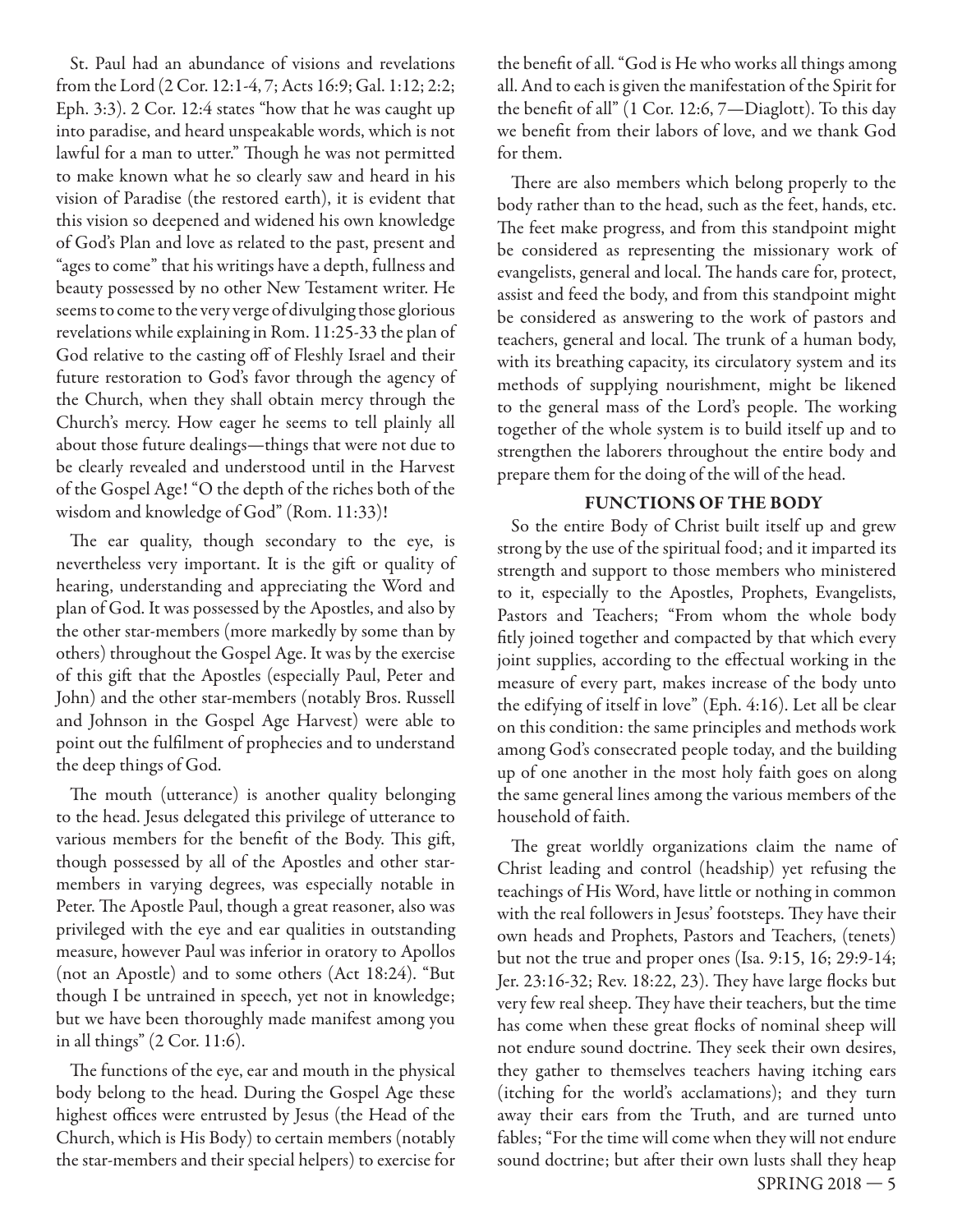St. Paul had an abundance of visions and revelations from the Lord (2 Cor. 12:1-4, 7; Acts 16:9; Gal. 1:12; 2:2; Eph. 3:3). 2 Cor. 12:4 states "how that he was caught up into paradise, and heard unspeakable words, which is not lawful for a man to utter." Though he was not permitted to make known what he so clearly saw and heard in his vision of Paradise (the restored earth), it is evident that this vision so deepened and widened his own knowledge of God's Plan and love as related to the past, present and "ages to come" that his writings have a depth, fullness and beauty possessed by no other New Testament writer. He seems to come to the very verge of divulging those glorious revelations while explaining in Rom. 11:25-33 the plan of God relative to the casting off of Fleshly Israel and their future restoration to God's favor through the agency of the Church, when they shall obtain mercy through the Church's mercy. How eager he seems to tell plainly all about those future dealings—things that were not due to be clearly revealed and understood until in the Harvest of the Gospel Age! "O the depth of the riches both of the wisdom and knowledge of God" (Rom. 11:33)!

The ear quality, though secondary to the eye, is nevertheless very important. It is the gift or quality of hearing, understanding and appreciating the Word and plan of God. It was possessed by the Apostles, and also by the other star-members (more markedly by some than by others) throughout the Gospel Age. It was by the exercise of this gift that the Apostles (especially Paul, Peter and John) and the other star-members (notably Bros. Russell and Johnson in the Gospel Age Harvest) were able to point out the fulfilment of prophecies and to understand the deep things of God.

The mouth (utterance) is another quality belonging to the head. Jesus delegated this privilege of utterance to various members for the benefit of the Body. This gift, though possessed by all of the Apostles and other star-members in varying degrees, was especially notable in Peter. The Apostle Paul, though a great reasoner, also was privileged with the eye and ear qualities in outstanding measure, however Paul was inferior in oratory to Apollos (not an Apostle) and to some others (Act 18:24). "But though I be untrained in speech, yet not in knowledge; but we have been thoroughly made manifest among you in all things" (2 Cor. 11:6).

The functions of the eye, ear and mouth in the physical body belong to the head. During the Gospel Age these highest offices were entrusted by Jesus (the Head of the Church, which is His Body) to certain members (notably the star-members and their special helpers) to exercise for the benefit of all. "God is He who works all things among all. And to each is given the manifestation of the Spirit for the benefit of all" (1 Cor. 12:6, 7—Diaglott). To this day we benefit from their labors of love, and we thank God for them.

There are also members which belong properly to the body rather than to the head, such as the feet, hands, etc. The feet make progress, and from this standpoint might be considered as representing the missionary work of evangelists, general and local. The hands care for, protect, assist and feed the body, and from this standpoint might be considered as answering to the work of pastors and teachers, general and local. The trunk of a human body, with its breathing capacity, its circulatory system and its methods of supplying nourishment, might be likened to the general mass of the Lord's people. The working together of the whole system is to build itself up and to strengthen the laborers throughout the entire body and prepare them for the doing of the will of the head.

## FUNCTIONS OF THE BODY

So the entire Body of Christ built itself up and grew strong by the use of the spiritual food; and it imparted its strength and support to those members who ministered to it, especially to the Apostles, Prophets, Evangelists, Pastors and Teachers; "From whom the whole body fitly joined together and compacted by that which every joint supplies, according to the effectual working in the measure of every part, makes increase of the body unto the edifying of itself in love" (Eph. 4:16). Let all be clear on this condition: the same principles and methods work among God's consecrated people today, and the building up of one another in the most holy faith goes on along the same general lines among the various members of the household of faith.

The great worldly organizations claim the name of Christ leading and control (headship) yet refusing the teachings of His Word, have little or nothing in common with the real followers in Jesus' footsteps. They have their own heads and Prophets, Pastors and Teachers, (tenets) but not the true and proper ones (Isa. 9:15, 16; 29:9-14; Jer. 23:16-32; Rev. 18:22, 23). They have large flocks but very few real sheep. They have their teachers, but the time has come when these great flocks of nominal sheep will not endure sound doctrine. They seek their own desires, they gather to themselves teachers having itching ears (itching for the world's acclamations); and they turn away their ears from the Truth, and are turned unto fables; "For the time will come when they will not endure sound doctrine; but after their own lusts shall they heap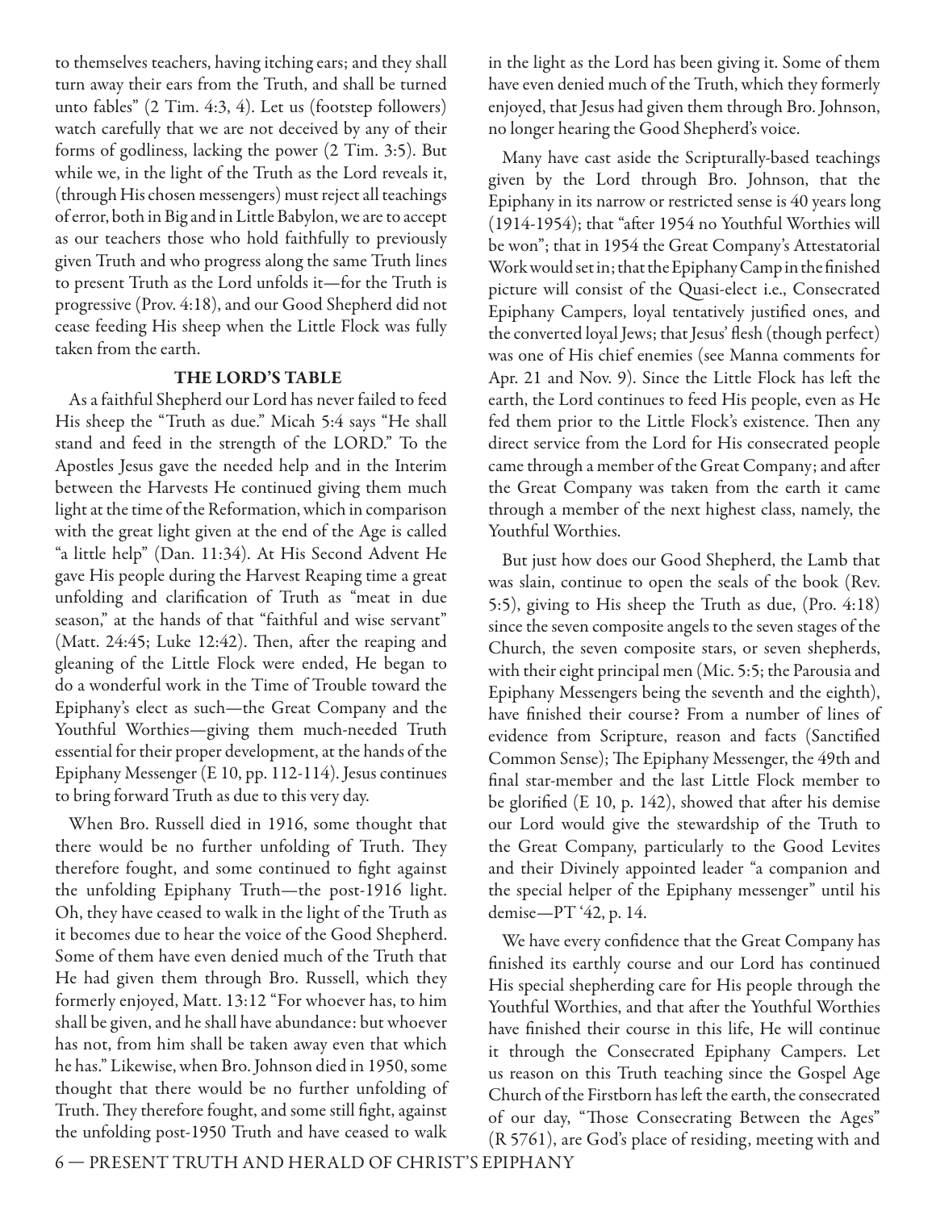to themselves teachers, having itching ears; and they shall turn away their ears from the Truth, and shall be turned unto fables" (2 Tim. 4:3, 4). Let us (footstep followers) watch carefully that we are not deceived by any of their forms of godliness, lacking the power (2 Tim. 3:5). But while we, in the light of the Truth as the Lord reveals it, (through His chosen messengers) must reject all teachings of error, both in Big and in Little Babylon, we are to accept as our teachers those who hold faithfully to previously given Truth and who progress along the same Truth lines to present Truth as the Lord unfolds it—for the Truth is progressive (Prov. 4:18), and our Good Shepherd did not cease feeding His sheep when the Little Flock was fully taken from the earth.

## THE LORD'S TABLE

As a faithful Shepherd our Lord has never failed to feed His sheep the "Truth as due." Micah 5:4 says "He shall stand and feed in the strength of the LORD." To the Apostles Jesus gave the needed help and in the Interim between the Harvests He continued giving them much light at the time of the Reformation, which in comparison with the great light given at the end of the Age is called "a little help" (Dan. 11:34). At His Second Advent He gave His people during the Harvest Reaping time a great unfolding and clarification of Truth as "meat in due season," at the hands of that "faithful and wise servant" (Matt. 24:45; Luke 12:42). Then, after the reaping and gleaning of the Little Flock were ended, He began to do a wonderful work in the Time of Trouble toward the Epiphany's elect as such—the Great Company and the Youthful Worthies—giving them much-needed Truth essential for their proper development, at the hands of the Epiphany Messenger (E 10, pp. 112-114). Jesus continues to bring forward Truth as due to this very day.

When Bro. Russell died in 1916, some thought that there would be no further unfolding of Truth. They therefore fought, and some continued to fight against the unfolding Epiphany Truth—the post-1916 light. Oh, they have ceased to walk in the light of the Truth as it becomes due to hear the voice of the Good Shepherd. Some of them have even denied much of the Truth that He had given them through Bro. Russell, which they formerly enjoyed, Matt. 13:12 "For whoever has, to him shall be given, and he shall have abundance: but whoever has not, from him shall be taken away even that which he has." Likewise, when Bro. Johnson died in 1950, some thought that there would be no further unfolding of Truth. They therefore fought, and some still fight, against the unfolding post-1950 Truth and have ceased to walk in the light as the Lord has been giving it. Some of them have even denied much of the Truth, which they formerly enjoyed, that Jesus had given them through Bro. Johnson, no longer hearing the Good Shepherd's voice.

Many have cast aside the Scripturally-based teachings given by the Lord through Bro. Johnson, that the Epiphany in its narrow or restricted sense is 40 years long (1914-1954); that "after 1954 no Youthful Worthies will be won"; that in 1954 the Great Company's Attestatorial Work would set in; that the Epiphany Camp in the finished picture will consist of the Quasi-elect i.e., Consecrated Epiphany Campers, loyal tentatively justified ones, and the converted loyal Jews; that Jesus' flesh (though perfect) was one of His chief enemies (see Manna comments for Apr. 21 and Nov. 9). Since the Little Flock has left the earth, the Lord continues to feed His people, even as He fed them prior to the Little Flock's existence. Then any direct service from the Lord for His consecrated people came through a member of the Great Company; and after the Great Company was taken from the earth it came through a member of the next highest class, namely, the Youthful Worthies.

But just how does our Good Shepherd, the Lamb that was slain, continue to open the seals of the book (Rev. 5:5), giving to His sheep the Truth as due, (Pro. 4:18) since the seven composite angels to the seven stages of the Church, the seven composite stars, or seven shepherds, with their eight principal men (Mic. 5:5; the Parousia and Epiphany Messengers being the seventh and the eighth), have finished their course? From a number of lines of evidence from Scripture, reason and facts (Sanctified Common Sense); The Epiphany Messenger, the 49th and final star-member and the last Little Flock member to be glorified (E 10, p. 142), showed that after his demise our Lord would give the stewardship of the Truth to the Great Company, particularly to the Good Levites and their Divinely appointed leader "a companion and the special helper of the Epiphany messenger" until his demise—PT '42, p. 14.

We have every confidence that the Great Company has finished its earthly course and our Lord has continued His special shepherding care for His people through the Youthful Worthies, and that after the Youthful Worthies have finished their course in this life, He will continue it through the Consecrated Epiphany Campers. Let us reason on this Truth teaching since the Gospel Age Church of the Firstborn has left the earth, the consecrated of our day, "Those Consecrating Between the Ages" (R 5761), are God's place of residing, meeting with and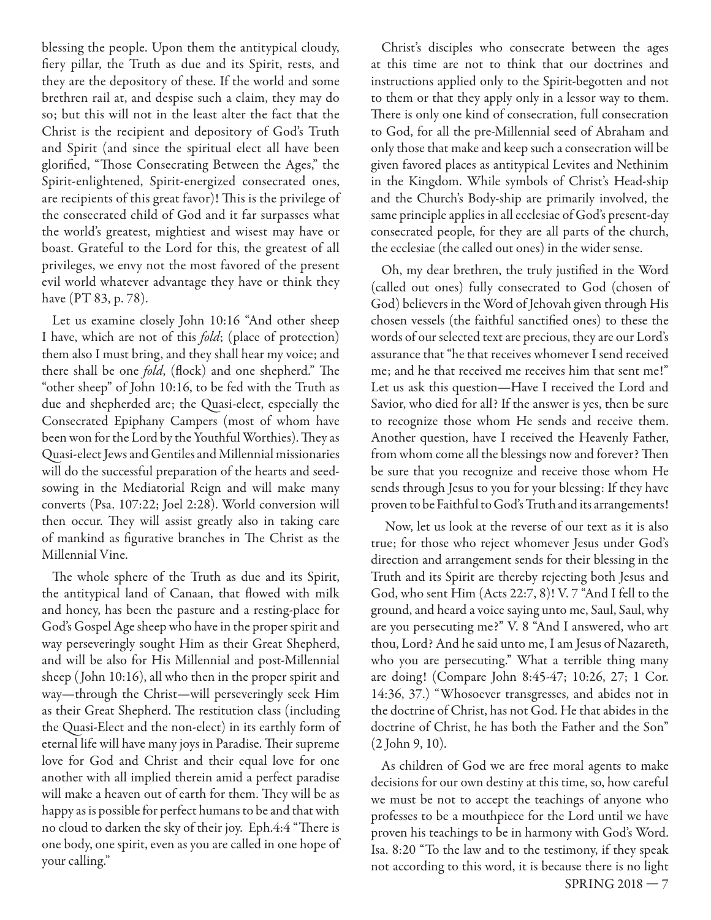blessing the people. Upon them the antitypical cloudy, fiery pillar, the Truth as due and its Spirit, rests, and they are the depository of these. If the world and some brethren rail at, and despise such a claim, they may do so; but this will not in the least alter the fact that the Christ is the recipient and depository of God's Truth and Spirit (and since the spiritual elect all have been glorified, "Those Consecrating Between the Ages," the Spirit-enlightened, Spirit-energized consecrated ones, are recipients of this great favor)! This is the privilege of the consecrated child of God and it far surpasses what the world's greatest, mightiest and wisest may have or boast. Grateful to the Lord for this, the greatest of all privileges, we envy not the most favored of the present evil world whatever advantage they have or think they have (PT 83, p. 78).

Let us examine closely John 10:16 "And other sheep I have, which are not of this *fold*; (place of protection) them also I must bring, and they shall hear my voice; and there shall be one *fold*, (flock) and one shepherd." The "other sheep" of John 10:16, to be fed with the Truth as due and shepherded are; the Quasi-elect, especially the Consecrated Epiphany Campers (most of whom have been won for the Lord by the Youthful Worthies). They as Quasi-elect Jews and Gentiles and Millennial missionaries will do the successful preparation of the hearts and seed-sowing in the Mediatorial Reign and will make many converts (Psa. 107:22; Joel 2:28). World conversion will then occur. They will assist greatly also in taking care of mankind as figurative branches in The Christ as the Millennial Vine.

The whole sphere of the Truth as due and its Spirit, the antitypical land of Canaan, that flowed with milk and honey, has been the pasture and a resting-place for God's Gospel Age sheep who have in the proper spirit and way perseveringly sought Him as their Great Shepherd, and will be also for His Millennial and post-Millennial sheep (John 10:16), all who then in the proper spirit and way—through the Christ—will perseveringly seek Him as their Great Shepherd. The restitution class (including the Quasi-Elect and the non-elect) in its earthly form of eternal life will have many joys in Paradise. Their supreme love for God and Christ and their equal love for one another with all implied therein amid a perfect paradise will make a heaven out of earth for them. They will be as happy as is possible for perfect humans to be and that with no cloud to darken the sky of their joy. Eph.4:4 "There is one body, one spirit, even as you are called in one hope of your calling."

Christ's disciples who consecrate between the ages at this time are not to think that our doctrines and instructions applied only to the Spirit-begotten and not to them or that they apply only in a lessor way to them. There is only one kind of consecration, full consecration to God, for all the pre-Millennial seed of Abraham and only those that make and keep such a consecration will be given favored places as antitypical Levites and Nethinim in the Kingdom. While symbols of Christ's Head-ship and the Church's Body-ship are primarily involved, the same principle applies in all ecclesiae of God's present-day consecrated people, for they are all parts of the church, the ecclesiae (the called out ones) in the wider sense.

Oh, my dear brethren, the truly justified in the Word (called out ones) fully consecrated to God (chosen of God) believers in the Word of Jehovah given through His chosen vessels (the faithful sanctified ones) to these the words of our selected text are precious, they are our Lord's assurance that "he that receives whomever I send received me; and he that received me receives him that sent me!" Let us ask this question—Have I received the Lord and Savior, who died for all? If the answer is yes, then be sure to recognize those whom He sends and receive them. Another question, have I received the Heavenly Father, from whom come all the blessings now and forever? Then be sure that you recognize and receive those whom He sends through Jesus to you for your blessing: If they have proven to be Faithful to God's Truth and its arrangements!

Now, let us look at the reverse of our text as it is also true; for those who reject whomever Jesus under God's direction and arrangement sends for their blessing in the Truth and its Spirit are thereby rejecting both Jesus and God, who sent Him (Acts 22:7, 8)! V. 7 "And I fell to the ground, and heard a voice saying unto me, Saul, Saul, why are you persecuting me?" V. 8 "And I answered, who art thou, Lord? And he said unto me, I am Jesus of Nazareth, who you are persecuting." What a terrible thing many are doing! (Compare John 8:45-47; 10:26, 27; 1 Cor. 14:36, 37.) "Whosoever transgresses, and abides not in the doctrine of Christ, has not God. He that abides in the doctrine of Christ, he has both the Father and the Son" (2 John 9, 10).

As children of God we are free moral agents to make decisions for our own destiny at this time, so, how careful we must be not to accept the teachings of anyone who professes to be a mouthpiece for the Lord until we have proven his teachings to be in harmony with God's Word. Isa. 8:20 "To the law and to the testimony, if they speak not according to this word, it is because there is no light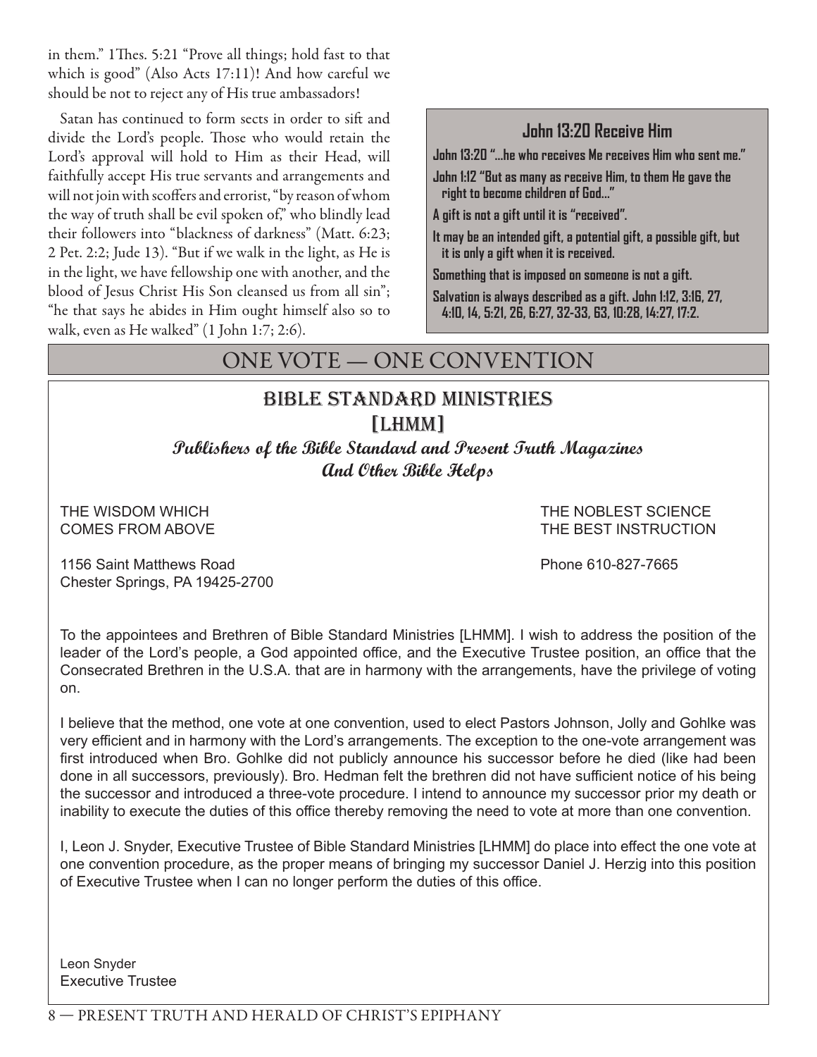in them." 1Thes. 5:21 "Prove all things; hold fast to that which is good" (Also Acts 17:11)! And how careful we should be not to reject any of His true ambassadors!

Satan has continued to form sects in order to sift and divide the Lord's people. Those who would retain the Lord's approval will hold to Him as their Head, will faithfully accept His true servants and arrangements and will not join with scoffers and errorist, "by reason of whom the way of truth shall be evil spoken of," who blindly lead their followers into "blackness of darkness" (Matt. 6:23; 2 Pet. 2:2; Jude 13). "But if we walk in the light, as He is in the light, we have fellowship one with another, and the blood of Jesus Christ His Son cleansed us from all sin"; "he that says he abides in Him ought himself also so to walk, even as He walked" (1 John 1:7; 2:6).

### John 13:20 Receive Him

**John 13:20 "...he who receives Me receives Him who sent me."**

**John 1:12 "But as many as receive Him, to them He gave the right to become children of God..."**

**A gift is not a gift until it is "received".**

**It may be an intended gift, a potential gift, a possible gift, but it is only a gift when it is received.**

**Something that is imposed on someone is not a gift.**

**Salvation is always described as a gift. John 1:12, 3:16, 27, 4:10, 14, 5:21, 26, 6:27, 32-33, 63, 10:28, 14:27, 17:2.**

## ONE VOTE — ONE CONVENTION

### BIBLE STANDARD MINISTRIES [LHMM]

***Publishers of the Bible Standard and Present Truth Magazines And Other Bible Helps***

THE WISDOM WHICH COMES FROM ABOVE

THE NOBLEST SCIENCE THE BEST INSTRUCTION

1156 Saint Matthews Road
Chester Springs, PA 19425-2700

Phone 610-827-7665

To the appointees and Brethren of Bible Standard Ministries [LHMM]. I wish to address the position of the leader of the Lord's people, a God appointed office, and the Executive Trustee position, an office that the Consecrated Brethren in the U.S.A. that are in harmony with the arrangements, have the privilege of voting on.

I believe that the method, one vote at one convention, used to elect Pastors Johnson, Jolly and Gohlke was very efficient and in harmony with the Lord's arrangements. The exception to the one-vote arrangement was first introduced when Bro. Gohlke did not publicly announce his successor before he died (like had been done in all successors, previously). Bro. Hedman felt the brethren did not have sufficient notice of his being the successor and introduced a three-vote procedure. I intend to announce my successor prior my death or inability to execute the duties of this office thereby removing the need to vote at more than one convention.

I, Leon J. Snyder, Executive Trustee of Bible Standard Ministries [LHMM] do place into effect the one vote at one convention procedure, as the proper means of bringing my successor Daniel J. Herzig into this position of Executive Trustee when I can no longer perform the duties of this office.

Leon Snyder
Executive Trustee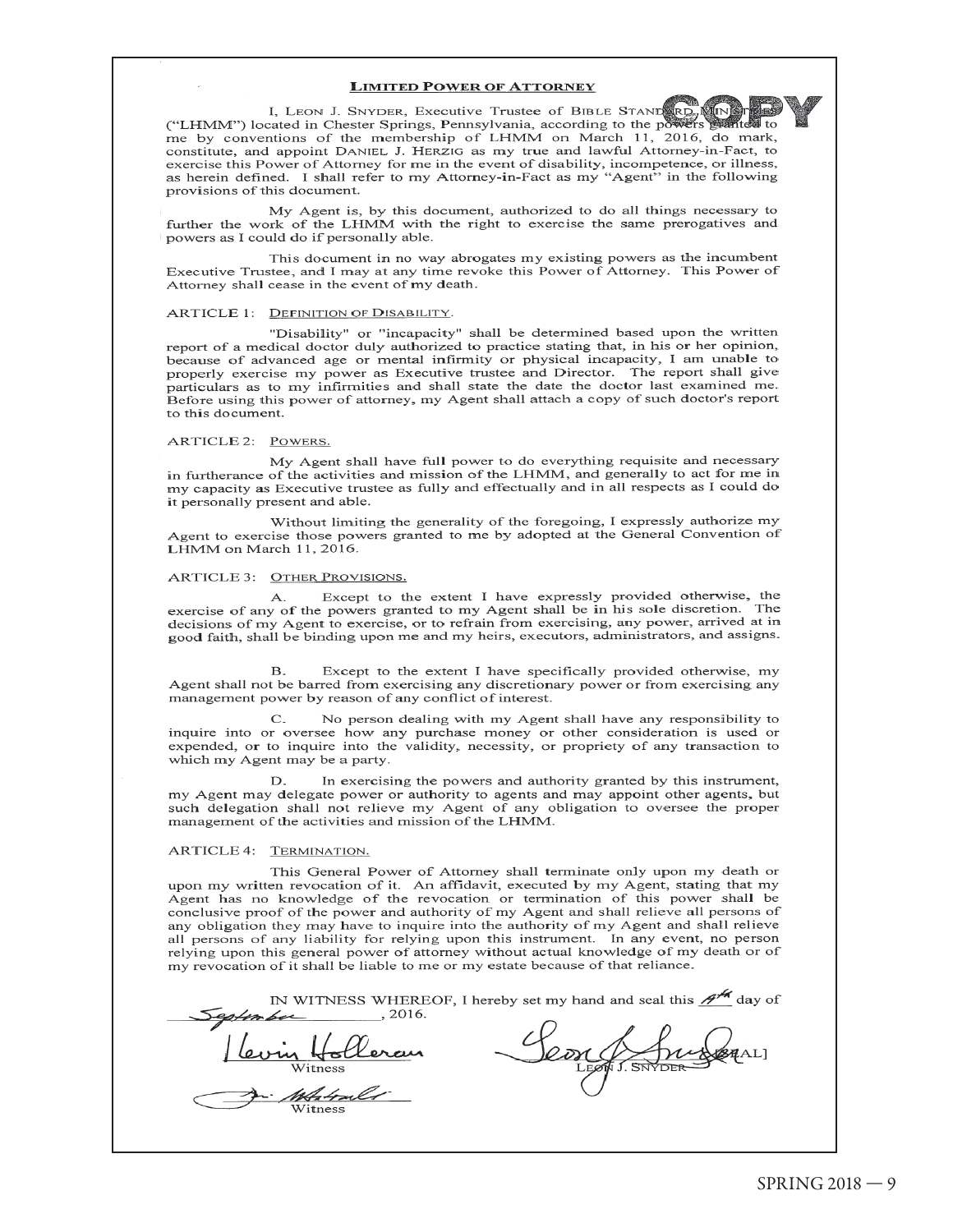# LIMITED POWER OF ATTORNEY

COPY

I, LEON J. SNYDER, Executive Trustee of BIBLE STANDARD MINISTRIES ("LHMM") located in Chester Springs, Pennsylvania, according to the powers granted to me by conventions of the membership of LHMM on March 11, 2016, do mark, constitute, and appoint DANIEL J. HERZIG as my true and lawful Attorney-in-Fact, to exercise this Power of Attorney for me in the event of disability, incompetence, or illness, as herein defined. I shall refer to my Attorney-in-Fact as my "Agent" in the following provisions of this document.

My Agent is, by this document, authorized to do all things necessary to further the work of the LHMM with the right to exercise the same prerogatives and powers as I could do if personally able.

This document in no way abrogates my existing powers as the incumbent Executive Trustee, and I may at any time revoke this Power of Attorney. This Power of Attorney shall cease in the event of my death.

ARTICLE 1: DEFINITION OF DISABILITY.

"Disability" or "incapacity" shall be determined based upon the written report of a medical doctor duly authorized to practice stating that, in his or her opinion, because of advanced age or mental infirmity or physical incapacity, I am unable to properly exercise my power as Executive trustee and Director. The report shall give particulars as to my infirmities and shall state the date the doctor last examined me. Before using this power of attorney, my Agent shall attach a copy of such doctor's report to this document.

ARTICLE 2: POWERS.

My Agent shall have full power to do everything requisite and necessary in furtherance of the activities and mission of the LHMM, and generally to act for me in my capacity as Executive trustee as fully and effectually and in all respects as I could do it personally present and able.

Without limiting the generality of the foregoing, I expressly authorize my Agent to exercise those powers granted to me by adopted at the General Convention of LHMM on March 11, 2016.

ARTICLE 3: OTHER PROVISIONS.

A. Except to the extent I have expressly provided otherwise, the exercise of any of the powers granted to my Agent shall be in his sole discretion. The decisions of my Agent to exercise, or to refrain from exercising, any power, arrived at in good faith, shall be binding upon me and my heirs, executors, administrators, and assigns.

B. Except to the extent I have specifically provided otherwise, my Agent shall not be barred from exercising any discretionary power or from exercising any management power by reason of any conflict of interest.

C. No person dealing with my Agent shall have any responsibility to inquire into or oversee how any purchase money or other consideration is used or expended, or to inquire into the validity, necessity, or propriety of any transaction to which my Agent may be a party.

D. In exercising the powers and authority granted by this instrument, my Agent may delegate power or authority to agents and may appoint other agents, but such delegation shall not relieve my Agent of any obligation to oversee the proper management of the activities and mission of the LHMM.

ARTICLE 4: TERMINATION.

This General Power of Attorney shall terminate only upon my death or upon my written revocation of it. An affidavit, executed by my Agent, stating that my Agent has no knowledge of the revocation or termination of this power shall be conclusive proof of the power and authority of my Agent and shall relieve all persons of any obligation they may have to inquire into the authority of my Agent and shall relieve all persons of any liability for relying upon this instrument. In any event, no person relying upon this general power of attorney without actual knowledge of my death or of my revocation of it shall be liable to me or my estate because of that reliance.

IN WITNESS WHEREOF, I hereby set my hand and seal this 4th day of September, 2016.

Kevin Holleran
Witness

[signature]
Witness

Leon J. Snyder [SEAL]
LEON J. SNYDER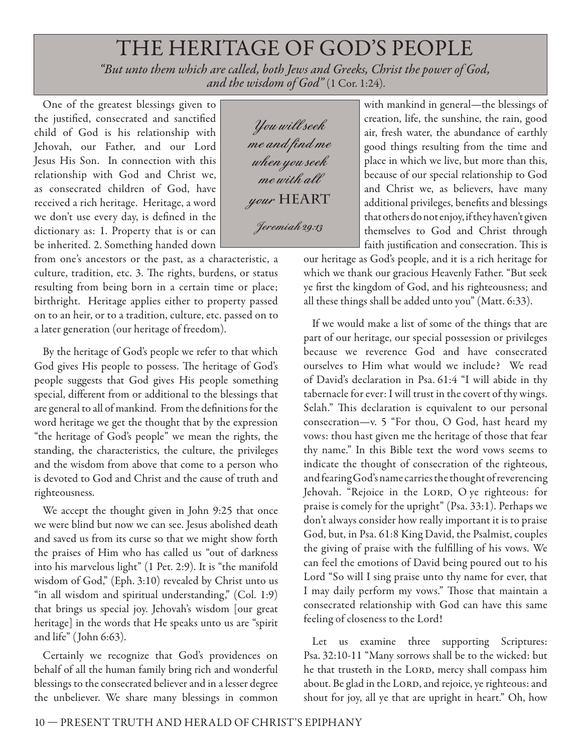# THE HERITAGE OF GOD'S PEOPLE

*"But unto them which are called, both Jews and Greeks, Christ the power of God, and the wisdom of God"* (1 Cor. 1:24).

> *You will seek me and find me when you seek me with all your* **HEART**
>
> *Jeremiah 29:13*

One of the greatest blessings given to the justified, consecrated and sanctified child of God is his relationship with Jehovah, our Father, and our Lord Jesus His Son. In connection with this relationship with God and Christ we, as consecrated children of God, have received a rich heritage. Heritage, a word we don't use every day, is defined in the dictionary as: 1. Property that is or can be inherited. 2. Something handed down from one's ancestors or the past, as a characteristic, a culture, tradition, etc. 3. The rights, burdens, or status resulting from being born in a certain time or place; birthright. Heritage applies either to property passed on to an heir, or to a tradition, culture, etc. passed on to a later generation (our heritage of freedom).

By the heritage of God's people we refer to that which God gives His people to possess. The heritage of God's people suggests that God gives His people something special, different from or additional to the blessings that are general to all of mankind. From the definitions for the word heritage we get the thought that by the expression "the heritage of God's people" we mean the rights, the standing, the characteristics, the culture, the privileges and the wisdom from above that come to a person who is devoted to God and Christ and the cause of truth and righteousness.

We accept the thought given in John 9:25 that once we were blind but now we can see. Jesus abolished death and saved us from its curse so that we might show forth the praises of Him who has called us "out of darkness into his marvelous light" (1 Pet. 2:9). It is "the manifold wisdom of God," (Eph. 3:10) revealed by Christ unto us "in all wisdom and spiritual understanding," (Col. 1:9) that brings us special joy. Jehovah's wisdom [our great heritage] in the words that He speaks unto us are "spirit and life" (John 6:63).

Certainly we recognize that God's providences on behalf of all the human family bring rich and wonderful blessings to the consecrated believer and in a lesser degree the unbeliever. We share many blessings in common with mankind in general—the blessings of creation, life, the sunshine, the rain, good air, fresh water, the abundance of earthly good things resulting from the time and place in which we live, but more than this, because of our special relationship to God and Christ we, as believers, have many additional privileges, benefits and blessings that others do not enjoy, if they haven't given themselves to God and Christ through faith justification and consecration. This is our heritage as God's people, and it is a rich heritage for which we thank our gracious Heavenly Father. "But seek ye first the kingdom of God, and his righteousness; and all these things shall be added unto you" (Matt. 6:33).

If we would make a list of some of the things that are part of our heritage, our special possession or privileges because we reverence God and have consecrated ourselves to Him what would we include? We read of David's declaration in Psa. 61:4 "I will abide in thy tabernacle for ever: I will trust in the covert of thy wings. Selah." This declaration is equivalent to our personal consecration—v. 5 "For thou, O God, hast heard my vows: thou hast given me the heritage of those that fear thy name." In this Bible text the word vows seems to indicate the thought of consecration of the righteous, and fearing God's name carries the thought of reverencing Jehovah. "Rejoice in the LORD, O ye righteous: for praise is comely for the upright" (Psa. 33:1). Perhaps we don't always consider how really important it is to praise God, but, in Psa. 61:8 King David, the Psalmist, couples the giving of praise with the fulfilling of his vows. We can feel the emotions of David being poured out to his Lord "So will I sing praise unto thy name for ever, that I may daily perform my vows." Those that maintain a consecrated relationship with God can have this same feeling of closeness to the Lord!

Let us examine three supporting Scriptures: Psa. 32:10-11 "Many sorrows shall be to the wicked: but he that trusteth in the LORD, mercy shall compass him about. Be glad in the LORD, and rejoice, ye righteous: and shout for joy, all ye that are upright in heart." Oh, how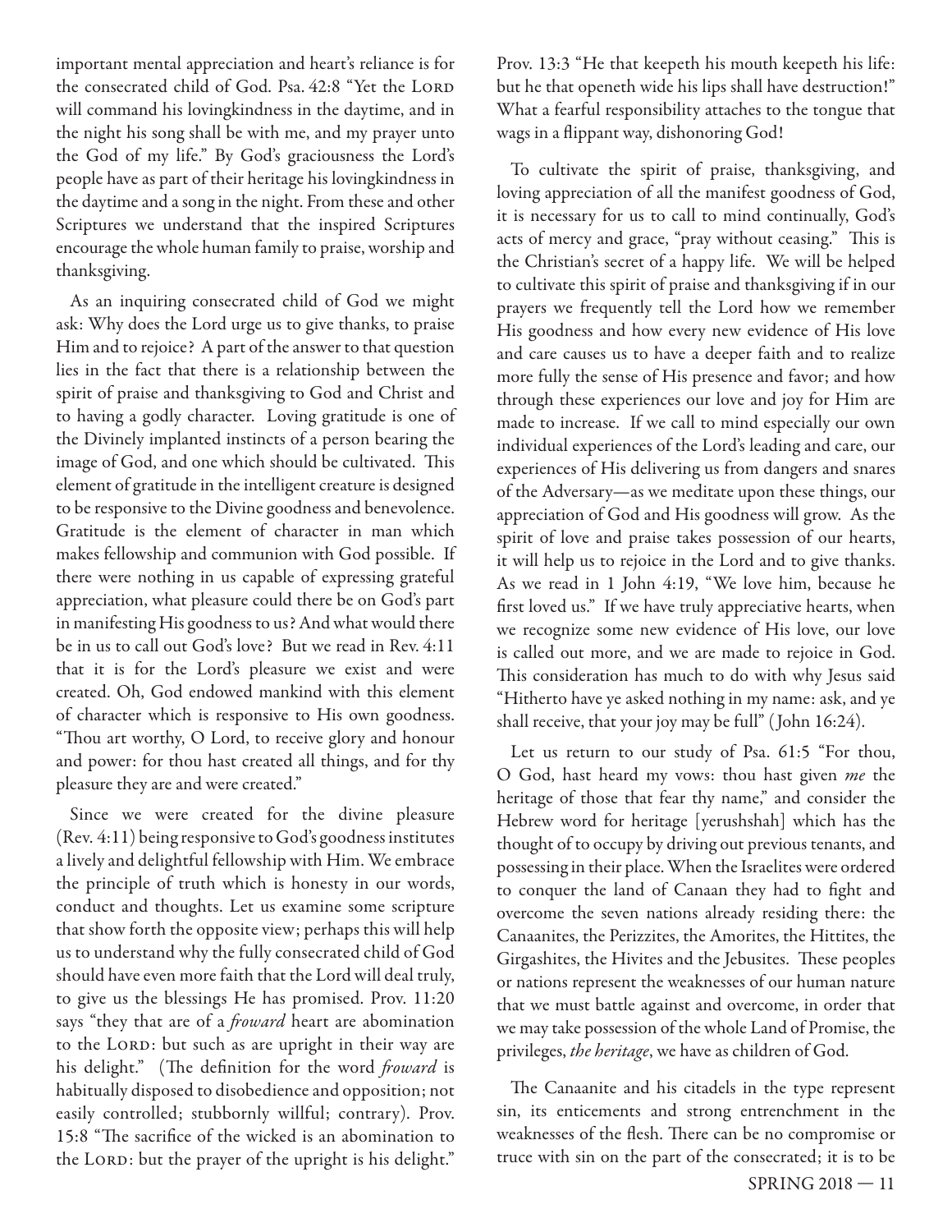important mental appreciation and heart's reliance is for the consecrated child of God. Psa. 42:8 "Yet the LORD will command his lovingkindness in the daytime, and in the night his song shall be with me, and my prayer unto the God of my life." By God's graciousness the Lord's people have as part of their heritage his lovingkindness in the daytime and a song in the night. From these and other Scriptures we understand that the inspired Scriptures encourage the whole human family to praise, worship and thanksgiving.

As an inquiring consecrated child of God we might ask: Why does the Lord urge us to give thanks, to praise Him and to rejoice? A part of the answer to that question lies in the fact that there is a relationship between the spirit of praise and thanksgiving to God and Christ and to having a godly character. Loving gratitude is one of the Divinely implanted instincts of a person bearing the image of God, and one which should be cultivated. This element of gratitude in the intelligent creature is designed to be responsive to the Divine goodness and benevolence. Gratitude is the element of character in man which makes fellowship and communion with God possible. If there were nothing in us capable of expressing grateful appreciation, what pleasure could there be on God's part in manifesting His goodness to us? And what would there be in us to call out God's love? But we read in Rev. 4:11 that it is for the Lord's pleasure we exist and were created. Oh, God endowed mankind with this element of character which is responsive to His own goodness. "Thou art worthy, O Lord, to receive glory and honour and power: for thou hast created all things, and for thy pleasure they are and were created."

Since we were created for the divine pleasure (Rev. 4:11) being responsive to God's goodness institutes a lively and delightful fellowship with Him. We embrace the principle of truth which is honesty in our words, conduct and thoughts. Let us examine some scripture that show forth the opposite view; perhaps this will help us to understand why the fully consecrated child of God should have even more faith that the Lord will deal truly, to give us the blessings He has promised. Prov. 11:20 says "they that are of a *froward* heart are abomination to the LORD: but such as are upright in their way are his delight." (The definition for the word *froward* is habitually disposed to disobedience and opposition; not easily controlled; stubbornly willful; contrary). Prov. 15:8 "The sacrifice of the wicked is an abomination to the LORD: but the prayer of the upright is his delight." Prov. 13:3 "He that keepeth his mouth keepeth his life: but he that openeth wide his lips shall have destruction!" What a fearful responsibility attaches to the tongue that wags in a flippant way, dishonoring God!

To cultivate the spirit of praise, thanksgiving, and loving appreciation of all the manifest goodness of God, it is necessary for us to call to mind continually, God's acts of mercy and grace, "pray without ceasing." This is the Christian's secret of a happy life. We will be helped to cultivate this spirit of praise and thanksgiving if in our prayers we frequently tell the Lord how we remember His goodness and how every new evidence of His love and care causes us to have a deeper faith and to realize more fully the sense of His presence and favor; and how through these experiences our love and joy for Him are made to increase. If we call to mind especially our own individual experiences of the Lord's leading and care, our experiences of His delivering us from dangers and snares of the Adversary—as we meditate upon these things, our appreciation of God and His goodness will grow. As the spirit of love and praise takes possession of our hearts, it will help us to rejoice in the Lord and to give thanks. As we read in 1 John 4:19, "We love him, because he first loved us." If we have truly appreciative hearts, when we recognize some new evidence of His love, our love is called out more, and we are made to rejoice in God. This consideration has much to do with why Jesus said "Hitherto have ye asked nothing in my name: ask, and ye shall receive, that your joy may be full" (John 16:24).

Let us return to our study of Psa. 61:5 "For thou, O God, hast heard my vows: thou hast given *me* the heritage of those that fear thy name," and consider the Hebrew word for heritage [yerushshah] which has the thought of to occupy by driving out previous tenants, and possessing in their place. When the Israelites were ordered to conquer the land of Canaan they had to fight and overcome the seven nations already residing there: the Canaanites, the Perizzites, the Amorites, the Hittites, the Girgashites, the Hivites and the Jebusites. These peoples or nations represent the weaknesses of our human nature that we must battle against and overcome, in order that we may take possession of the whole Land of Promise, the privileges, *the heritage*, we have as children of God.

The Canaanite and his citadels in the type represent sin, its enticements and strong entrenchment in the weaknesses of the flesh. There can be no compromise or truce with sin on the part of the consecrated; it is to be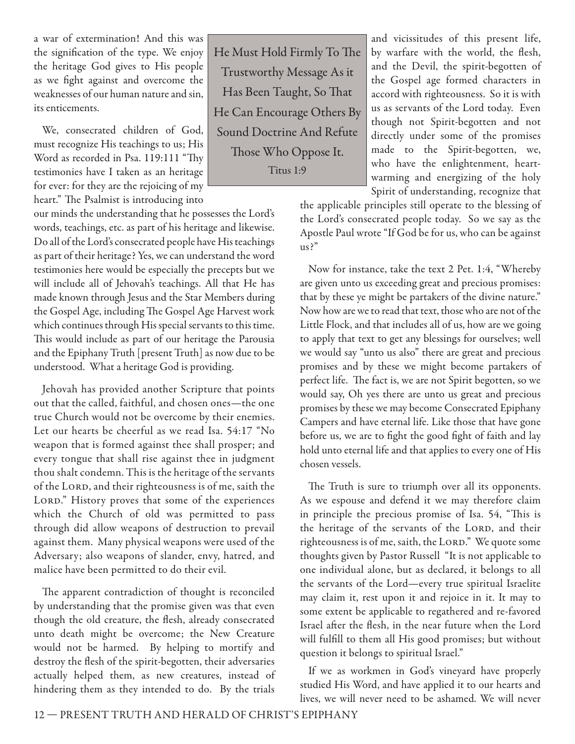a war of extermination! And this was the signification of the type. We enjoy the heritage God gives to His people as we fight against and overcome the weaknesses of our human nature and sin, its enticements.

We, consecrated children of God, must recognize His teachings to us; His Word as recorded in Psa. 119:111 "Thy testimonies have I taken as an heritage for ever: for they are the rejoicing of my heart." The Psalmist is introducing into our minds the understanding that he possesses the Lord's words, teachings, etc. as part of his heritage and likewise. Do all of the Lord's consecrated people have His teachings as part of their heritage? Yes, we can understand the word testimonies here would be especially the precepts but we will include all of Jehovah's teachings. All that He has made known through Jesus and the Star Members during the Gospel Age, including The Gospel Age Harvest work which continues through His special servants to this time. This would include as part of our heritage the Parousia and the Epiphany Truth [present Truth] as now due to be understood. What a heritage God is providing.

Jehovah has provided another Scripture that points out that the called, faithful, and chosen ones—the one true Church would not be overcome by their enemies. Let our hearts be cheerful as we read Isa. 54:17 "No weapon that is formed against thee shall prosper; and every tongue that shall rise against thee in judgment thou shalt condemn. This is the heritage of the servants of the LORD, and their righteousness is of me, saith the LORD." History proves that some of the experiences which the Church of old was permitted to pass through did allow weapons of destruction to prevail against them. Many physical weapons were used of the Adversary; also weapons of slander, envy, hatred, and malice have been permitted to do their evil.

The apparent contradiction of thought is reconciled by understanding that the promise given was that even though the old creature, the flesh, already consecrated unto death might be overcome; the New Creature would not be harmed. By helping to mortify and destroy the flesh of the spirit-begotten, their adversaries actually helped them, as new creatures, instead of hindering them as they intended to do. By the trials and vicissitudes of this present life, by warfare with the world, the flesh, and the Devil, the spirit-begotten of the Gospel age formed characters in accord with righteousness. So it is with us as servants of the Lord today. Even though not Spirit-begotten and not directly under some of the promises made to the Spirit-begotten, we, who have the enlightenment, heart-warming and energizing of the holy Spirit of understanding, recognize that the applicable principles still operate to the blessing of the Lord's consecrated people today. So we say as the Apostle Paul wrote "If God be for us, who can be against us?"

> He Must Hold Firmly To The Trustworthy Message As it Has Been Taught, So That He Can Encourage Others By Sound Doctrine And Refute Those Who Oppose It.
> Titus 1:9

Now for instance, take the text 2 Pet. 1:4, "Whereby are given unto us exceeding great and precious promises: that by these ye might be partakers of the divine nature." Now how are we to read that text, those who are not of the Little Flock, and that includes all of us, how are we going to apply that text to get any blessings for ourselves; well we would say "unto us also" there are great and precious promises and by these we might become partakers of perfect life. The fact is, we are not Spirit begotten, so we would say, Oh yes there are unto us great and precious promises by these we may become Consecrated Epiphany Campers and have eternal life. Like those that have gone before us, we are to fight the good fight of faith and lay hold unto eternal life and that applies to every one of His chosen vessels.

The Truth is sure to triumph over all its opponents. As we espouse and defend it we may therefore claim in principle the precious promise of Isa. 54, "This is the heritage of the servants of the LORD, and their righteousness is of me, saith, the LORD." We quote some thoughts given by Pastor Russell "It is not applicable to one individual alone, but as declared, it belongs to all the servants of the Lord—every true spiritual Israelite may claim it, rest upon it and rejoice in it. It may to some extent be applicable to regathered and re-favored Israel after the flesh, in the near future when the Lord will fulfill to them all His good promises; but without question it belongs to spiritual Israel."

If we as workmen in God's vineyard have properly studied His Word, and have applied it to our hearts and lives, we will never need to be ashamed. We will never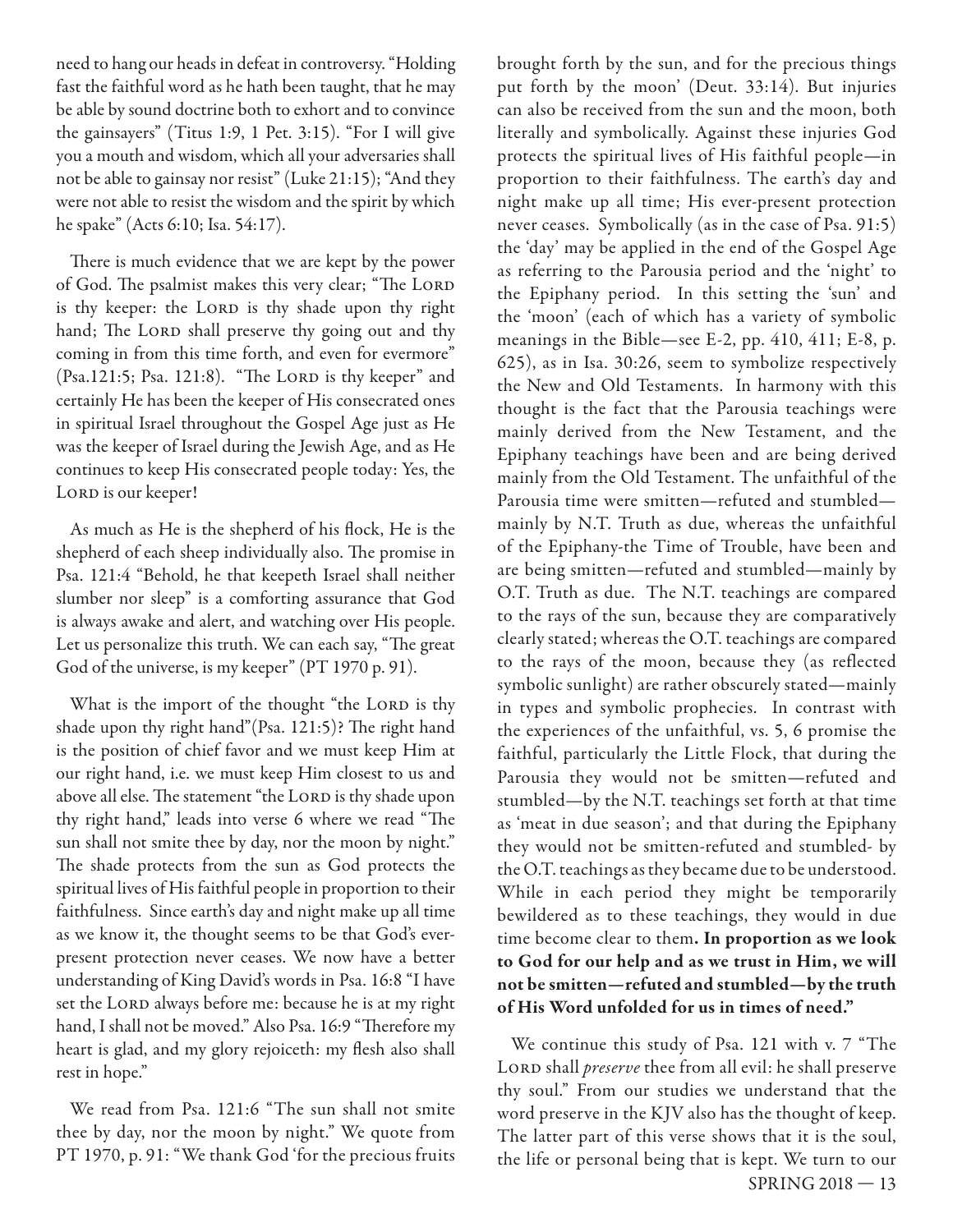need to hang our heads in defeat in controversy. "Holding fast the faithful word as he hath been taught, that he may be able by sound doctrine both to exhort and to convince the gainsayers" (Titus 1:9, 1 Pet. 3:15). "For I will give you a mouth and wisdom, which all your adversaries shall not be able to gainsay nor resist" (Luke 21:15); "And they were not able to resist the wisdom and the spirit by which he spake" (Acts 6:10; Isa. 54:17).

There is much evidence that we are kept by the power of God. The psalmist makes this very clear; "The LORD is thy keeper: the LORD is thy shade upon thy right hand; The LORD shall preserve thy going out and thy coming in from this time forth, and even for evermore" (Psa.121:5; Psa. 121:8). "The LORD is thy keeper" and certainly He has been the keeper of His consecrated ones in spiritual Israel throughout the Gospel Age just as He was the keeper of Israel during the Jewish Age, and as He continues to keep His consecrated people today: Yes, the LORD is our keeper!

As much as He is the shepherd of his flock, He is the shepherd of each sheep individually also. The promise in Psa. 121:4 "Behold, he that keepeth Israel shall neither slumber nor sleep" is a comforting assurance that God is always awake and alert, and watching over His people. Let us personalize this truth. We can each say, "The great God of the universe, is my keeper" (PT 1970 p. 91).

What is the import of the thought "the LORD is thy shade upon thy right hand"(Psa. 121:5)? The right hand is the position of chief favor and we must keep Him at our right hand, i.e. we must keep Him closest to us and above all else. The statement "the LORD is thy shade upon thy right hand," leads into verse 6 where we read "The sun shall not smite thee by day, nor the moon by night." The shade protects from the sun as God protects the spiritual lives of His faithful people in proportion to their faithfulness. Since earth's day and night make up all time as we know it, the thought seems to be that God's ever-present protection never ceases. We now have a better understanding of King David's words in Psa. 16:8 "I have set the LORD always before me: because he is at my right hand, I shall not be moved." Also Psa. 16:9 "Therefore my heart is glad, and my glory rejoiceth: my flesh also shall rest in hope."

We read from Psa. 121:6 "The sun shall not smite thee by day, nor the moon by night." We quote from PT 1970, p. 91: "We thank God 'for the precious fruits brought forth by the sun, and for the precious things put forth by the moon' (Deut. 33:14). But injuries can also be received from the sun and the moon, both literally and symbolically. Against these injuries God protects the spiritual lives of His faithful people—in proportion to their faithfulness. The earth's day and night make up all time; His ever-present protection never ceases. Symbolically (as in the case of Psa. 91:5) the 'day' may be applied in the end of the Gospel Age as referring to the Parousia period and the 'night' to the Epiphany period. In this setting the 'sun' and the 'moon' (each of which has a variety of symbolic meanings in the Bible—see E-2, pp. 410, 411; E-8, p. 625), as in Isa. 30:26, seem to symbolize respectively the New and Old Testaments. In harmony with this thought is the fact that the Parousia teachings were mainly derived from the New Testament, and the Epiphany teachings have been and are being derived mainly from the Old Testament. The unfaithful of the Parousia time were smitten—refuted and stumbled—mainly by N.T. Truth as due, whereas the unfaithful of the Epiphany-the Time of Trouble, have been and are being smitten—refuted and stumbled—mainly by O.T. Truth as due. The N.T. teachings are compared to the rays of the sun, because they are comparatively clearly stated; whereas the O.T. teachings are compared to the rays of the moon, because they (as reflected symbolic sunlight) are rather obscurely stated—mainly in types and symbolic prophecies. In contrast with the experiences of the unfaithful, vs. 5, 6 promise the faithful, particularly the Little Flock, that during the Parousia they would not be smitten—refuted and stumbled—by the N.T. teachings set forth at that time as 'meat in due season'; and that during the Epiphany they would not be smitten-refuted and stumbled- by the O.T. teachings as they became due to be understood. While in each period they might be temporarily bewildered as to these teachings, they would in due time become clear to them**. In proportion as we look to God for our help and as we trust in Him, we will not be smitten—refuted and stumbled—by the truth of His Word unfolded for us in times of need."**

We continue this study of Psa. 121 with v. 7 "The LORD shall *preserve* thee from all evil: he shall preserve thy soul." From our studies we understand that the word preserve in the KJV also has the thought of keep. The latter part of this verse shows that it is the soul, the life or personal being that is kept. We turn to our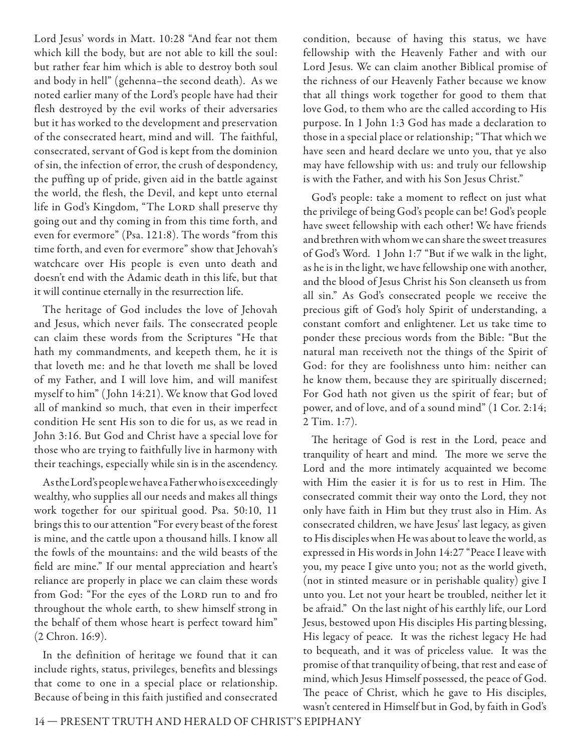Lord Jesus' words in Matt. 10:28 "And fear not them which kill the body, but are not able to kill the soul: but rather fear him which is able to destroy both soul and body in hell" (gehenna–the second death). As we noted earlier many of the Lord's people have had their flesh destroyed by the evil works of their adversaries but it has worked to the development and preservation of the consecrated heart, mind and will. The faithful, consecrated, servant of God is kept from the dominion of sin, the infection of error, the crush of despondency, the puffing up of pride, given aid in the battle against the world, the flesh, the Devil, and kept unto eternal life in God's Kingdom, "The LORD shall preserve thy going out and thy coming in from this time forth, and even for evermore" (Psa. 121:8). The words "from this time forth, and even for evermore" show that Jehovah's watchcare over His people is even unto death and doesn't end with the Adamic death in this life, but that it will continue eternally in the resurrection life.

The heritage of God includes the love of Jehovah and Jesus, which never fails. The consecrated people can claim these words from the Scriptures "He that hath my commandments, and keepeth them, he it is that loveth me: and he that loveth me shall be loved of my Father, and I will love him, and will manifest myself to him" (John 14:21). We know that God loved all of mankind so much, that even in their imperfect condition He sent His son to die for us, as we read in John 3:16. But God and Christ have a special love for those who are trying to faithfully live in harmony with their teachings, especially while sin is in the ascendency.

As the Lord's people we have a Father who is exceedingly wealthy, who supplies all our needs and makes all things work together for our spiritual good. Psa. 50:10, 11 brings this to our attention "For every beast of the forest is mine, and the cattle upon a thousand hills. I know all the fowls of the mountains: and the wild beasts of the field are mine." If our mental appreciation and heart's reliance are properly in place we can claim these words from God: "For the eyes of the LORD run to and fro throughout the whole earth, to shew himself strong in the behalf of them whose heart is perfect toward him" (2 Chron. 16:9).

In the definition of heritage we found that it can include rights, status, privileges, benefits and blessings that come to one in a special place or relationship. Because of being in this faith justified and consecrated condition, because of having this status, we have fellowship with the Heavenly Father and with our Lord Jesus. We can claim another Biblical promise of the richness of our Heavenly Father because we know that all things work together for good to them that love God, to them who are the called according to His purpose. In 1 John 1:3 God has made a declaration to those in a special place or relationship; "That which we have seen and heard declare we unto you, that ye also may have fellowship with us: and truly our fellowship is with the Father, and with his Son Jesus Christ."

God's people: take a moment to reflect on just what the privilege of being God's people can be! God's people have sweet fellowship with each other! We have friends and brethren with whom we can share the sweet treasures of God's Word. 1 John 1:7 "But if we walk in the light, as he is in the light, we have fellowship one with another, and the blood of Jesus Christ his Son cleanseth us from all sin." As God's consecrated people we receive the precious gift of God's holy Spirit of understanding, a constant comfort and enlightener. Let us take time to ponder these precious words from the Bible: "But the natural man receiveth not the things of the Spirit of God: for they are foolishness unto him: neither can he know them, because they are spiritually discerned; For God hath not given us the spirit of fear; but of power, and of love, and of a sound mind" (1 Cor. 2:14; 2 Tim. 1:7).

The heritage of God is rest in the Lord, peace and tranquility of heart and mind. The more we serve the Lord and the more intimately acquainted we become with Him the easier it is for us to rest in Him. The consecrated commit their way onto the Lord, they not only have faith in Him but they trust also in Him. As consecrated children, we have Jesus' last legacy, as given to His disciples when He was about to leave the world, as expressed in His words in John 14:27 "Peace I leave with you, my peace I give unto you; not as the world giveth, (not in stinted measure or in perishable quality) give I unto you. Let not your heart be troubled, neither let it be afraid." On the last night of his earthly life, our Lord Jesus, bestowed upon His disciples His parting blessing, His legacy of peace. It was the richest legacy He had to bequeath, and it was of priceless value. It was the promise of that tranquility of being, that rest and ease of mind, which Jesus Himself possessed, the peace of God. The peace of Christ, which he gave to His disciples, wasn't centered in Himself but in God, by faith in God's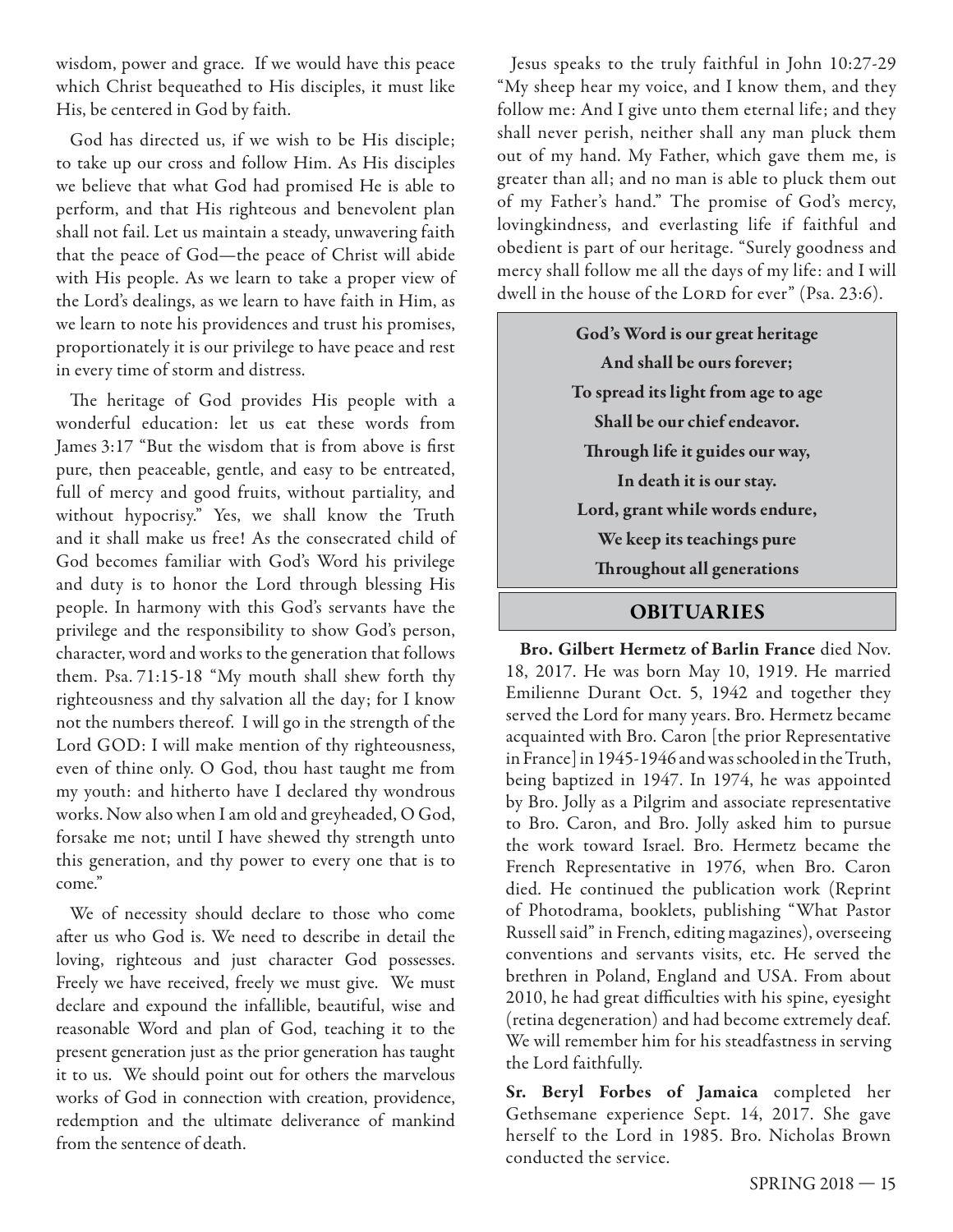wisdom, power and grace. If we would have this peace which Christ bequeathed to His disciples, it must like His, be centered in God by faith.

God has directed us, if we wish to be His disciple; to take up our cross and follow Him. As His disciples we believe that what God had promised He is able to perform, and that His righteous and benevolent plan shall not fail. Let us maintain a steady, unwavering faith that the peace of God—the peace of Christ will abide with His people. As we learn to take a proper view of the Lord's dealings, as we learn to have faith in Him, as we learn to note his providences and trust his promises, proportionately it is our privilege to have peace and rest in every time of storm and distress.

The heritage of God provides His people with a wonderful education: let us eat these words from James 3:17 "But the wisdom that is from above is first pure, then peaceable, gentle, and easy to be entreated, full of mercy and good fruits, without partiality, and without hypocrisy." Yes, we shall know the Truth and it shall make us free! As the consecrated child of God becomes familiar with God's Word his privilege and duty is to honor the Lord through blessing His people. In harmony with this God's servants have the privilege and the responsibility to show God's person, character, word and works to the generation that follows them. Psa. 71:15-18 "My mouth shall shew forth thy righteousness and thy salvation all the day; for I know not the numbers thereof. I will go in the strength of the Lord GOD: I will make mention of thy righteousness, even of thine only. O God, thou hast taught me from my youth: and hitherto have I declared thy wondrous works. Now also when I am old and greyheaded, O God, forsake me not; until I have shewed thy strength unto this generation, and thy power to every one that is to come."

We of necessity should declare to those who come after us who God is. We need to describe in detail the loving, righteous and just character God possesses. Freely we have received, freely we must give. We must declare and expound the infallible, beautiful, wise and reasonable Word and plan of God, teaching it to the present generation just as the prior generation has taught it to us. We should point out for others the marvelous works of God in connection with creation, providence, redemption and the ultimate deliverance of mankind from the sentence of death.

Jesus speaks to the truly faithful in John 10:27-29 "My sheep hear my voice, and I know them, and they follow me: And I give unto them eternal life; and they shall never perish, neither shall any man pluck them out of my hand. My Father, which gave them me, is greater than all; and no man is able to pluck them out of my Father's hand." The promise of God's mercy, lovingkindness, and everlasting life if faithful and obedient is part of our heritage. "Surely goodness and mercy shall follow me all the days of my life: and I will dwell in the house of the LORD for ever" (Psa. 23:6).

**God's Word is our great heritage**
**And shall be ours forever;**
**To spread its light from age to age**
**Shall be our chief endeavor.**
**Through life it guides our way,**
**In death it is our stay.**
**Lord, grant while words endure,**
**We keep its teachings pure**
**Throughout all generations**

## OBITUARIES

**Bro. Gilbert Hermetz of Barlin France** died Nov. 18, 2017. He was born May 10, 1919. He married Emilienne Durant Oct. 5, 1942 and together they served the Lord for many years. Bro. Hermetz became acquainted with Bro. Caron [the prior Representative in France] in 1945-1946 and was schooled in the Truth, being baptized in 1947. In 1974, he was appointed by Bro. Jolly as a Pilgrim and associate representative to Bro. Caron, and Bro. Jolly asked him to pursue the work toward Israel. Bro. Hermetz became the French Representative in 1976, when Bro. Caron died. He continued the publication work (Reprint of Photodrama, booklets, publishing "What Pastor Russell said" in French, editing magazines), overseeing conventions and servants visits, etc. He served the brethren in Poland, England and USA. From about 2010, he had great difficulties with his spine, eyesight (retina degeneration) and had become extremely deaf. We will remember him for his steadfastness in serving the Lord faithfully.

**Sr. Beryl Forbes of Jamaica** completed her Gethsemane experience Sept. 14, 2017. She gave herself to the Lord in 1985. Bro. Nicholas Brown conducted the service.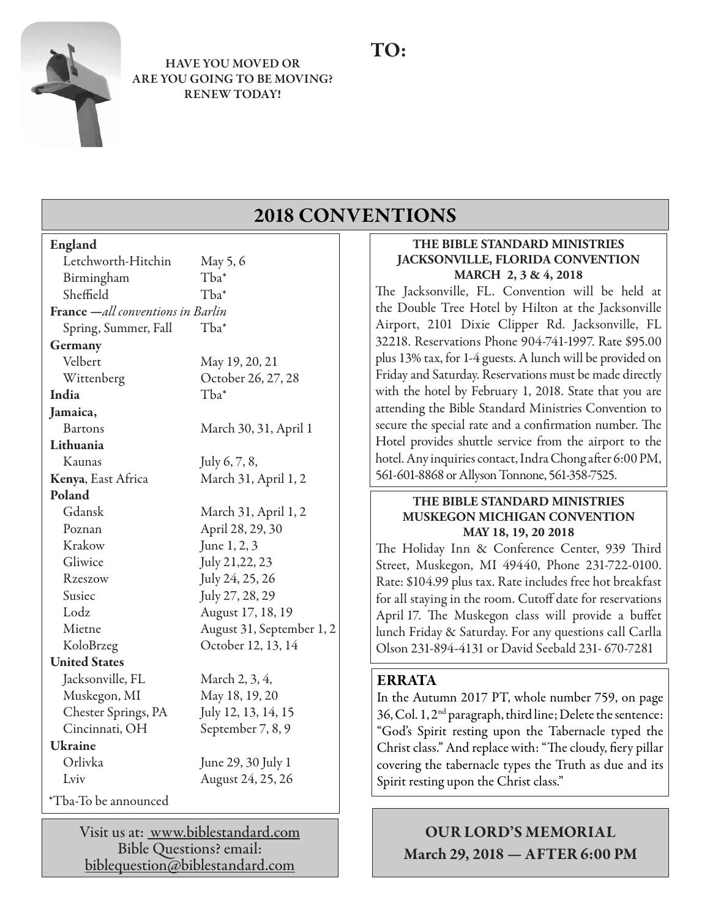HAVE YOU MOVED OR
ARE YOU GOING TO BE MOVING?
RENEW TODAY!

TO:

# 2018 CONVENTIONS

| | |
|---|---|
| **England** | |
| Letchworth-Hitchin | May 5, 6 |
| Birmingham | Tba* |
| Sheffield | Tba* |
| **France** —*all conventions in Barlin* | |
| Spring, Summer, Fall | Tba* |
| **Germany** | |
| Velbert | May 19, 20, 21 |
| Wittenberg | October 26, 27, 28 |
| **India** | Tba* |
| **Jamaica,** | |
| Bartons | March 30, 31, April 1 |
| **Lithuania** | |
| Kaunas | July 6, 7, 8, |
| **Kenya**, East Africa | March 31, April 1, 2 |
| **Poland** | |
| Gdansk | March 31, April 1, 2 |
| Poznan | April 28, 29, 30 |
| Krakow | June 1, 2, 3 |
| Gliwice | July 21,22, 23 |
| Rzeszow | July 24, 25, 26 |
| Susiec | July 27, 28, 29 |
| Lodz | August 17, 18, 19 |
| Mietne | August 31, September 1, 2 |
| KoloBrzeg | October 12, 13, 14 |
| **United States** | |
| Jacksonville, FL | March 2, 3, 4, |
| Muskegon, MI | May 18, 19, 20 |
| Chester Springs, PA | July 12, 13, 14, 15 |
| Cincinnati, OH | September 7, 8, 9 |
| **Ukraine** | |
| Orlivka | June 29, 30 July 1 |
| Lviv | August 24, 25, 26 |

*Tba-To be announced

Visit us at: www.biblestandard.com
Bible Questions? email:
biblequestion@biblestandard.com

### THE BIBLE STANDARD MINISTRIES JACKSONVILLE, FLORIDA CONVENTION MARCH 2, 3 & 4, 2018

The Jacksonville, FL. Convention will be held at the Double Tree Hotel by Hilton at the Jacksonville Airport, 2101 Dixie Clipper Rd. Jacksonville, FL 32218. Reservations Phone 904-741-1997. Rate $95.00 plus 13% tax, for 1-4 guests. A lunch will be provided on Friday and Saturday. Reservations must be made directly with the hotel by February 1, 2018. State that you are attending the Bible Standard Ministries Convention to secure the special rate and a confirmation number. The Hotel provides shuttle service from the airport to the hotel. Any inquiries contact, Indra Chong after 6:00 PM, 561-601-8868 or Allyson Tonnone, 561-358-7525.

### THE BIBLE STANDARD MINISTRIES MUSKEGON MICHIGAN CONVENTION MAY 18, 19, 20 2018

The Holiday Inn & Conference Center, 939 Third Street, Muskegon, MI 49440, Phone 231-722-0100. Rate: $104.99 plus tax. Rate includes free hot breakfast for all staying in the room. Cutoff date for reservations April 17. The Muskegon class will provide a buffet lunch Friday & Saturday. For any questions call Carlla Olson 231-894-4131 or David Seebald 231- 670-7281

### ERRATA

In the Autumn 2017 PT, whole number 759, on page 36, Col. 1, 2nd paragraph, third line; Delete the sentence: "God's Spirit resting upon the Tabernacle typed the Christ class." And replace with: "The cloudy, fiery pillar covering the tabernacle types the Truth as due and its Spirit resting upon the Christ class."

### OUR LORD'S MEMORIAL
**March 29, 2018 — AFTER 6:00 PM**